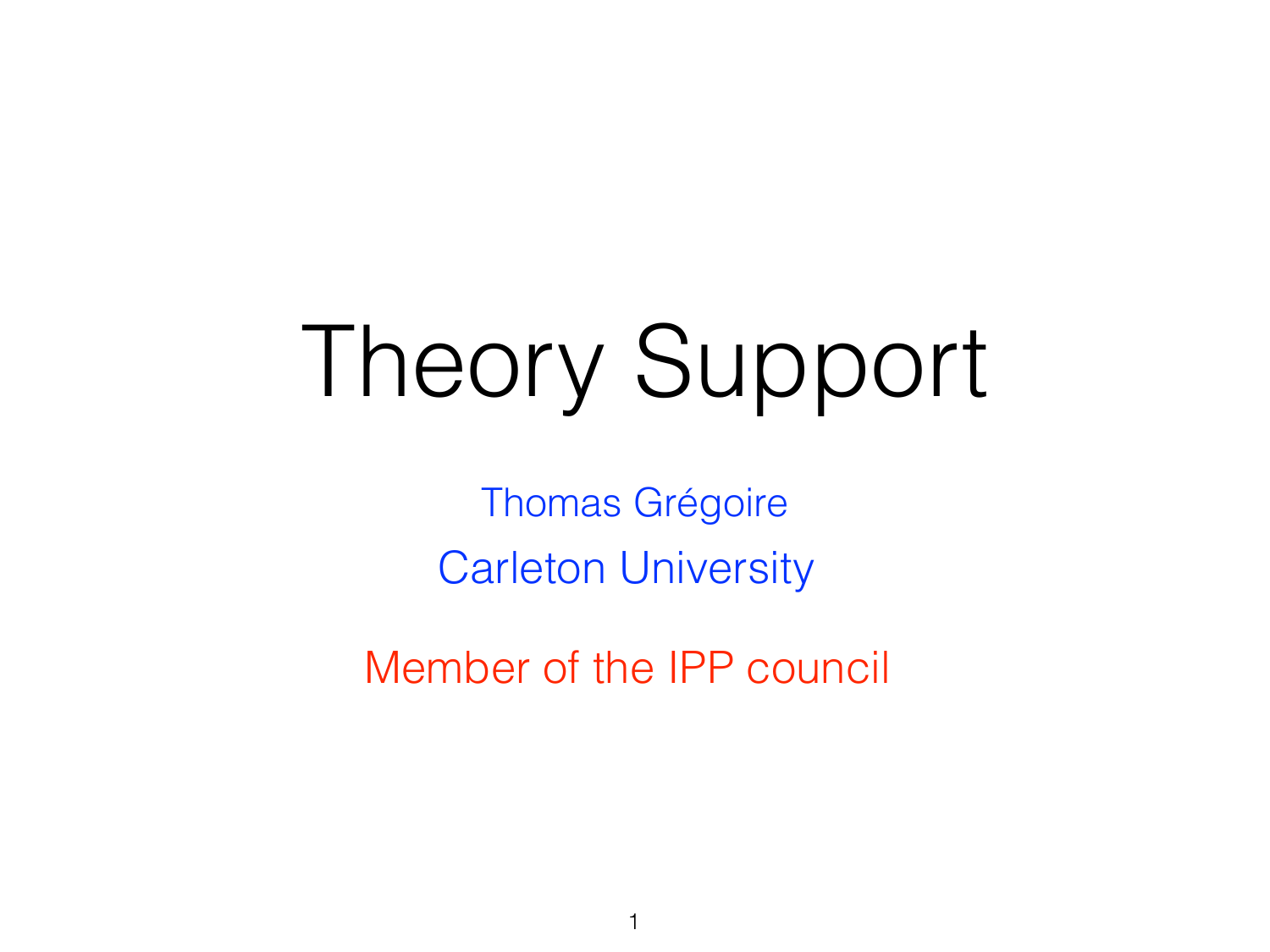# Theory Support

Thomas Grégoire

Carleton University

Member of the IPP council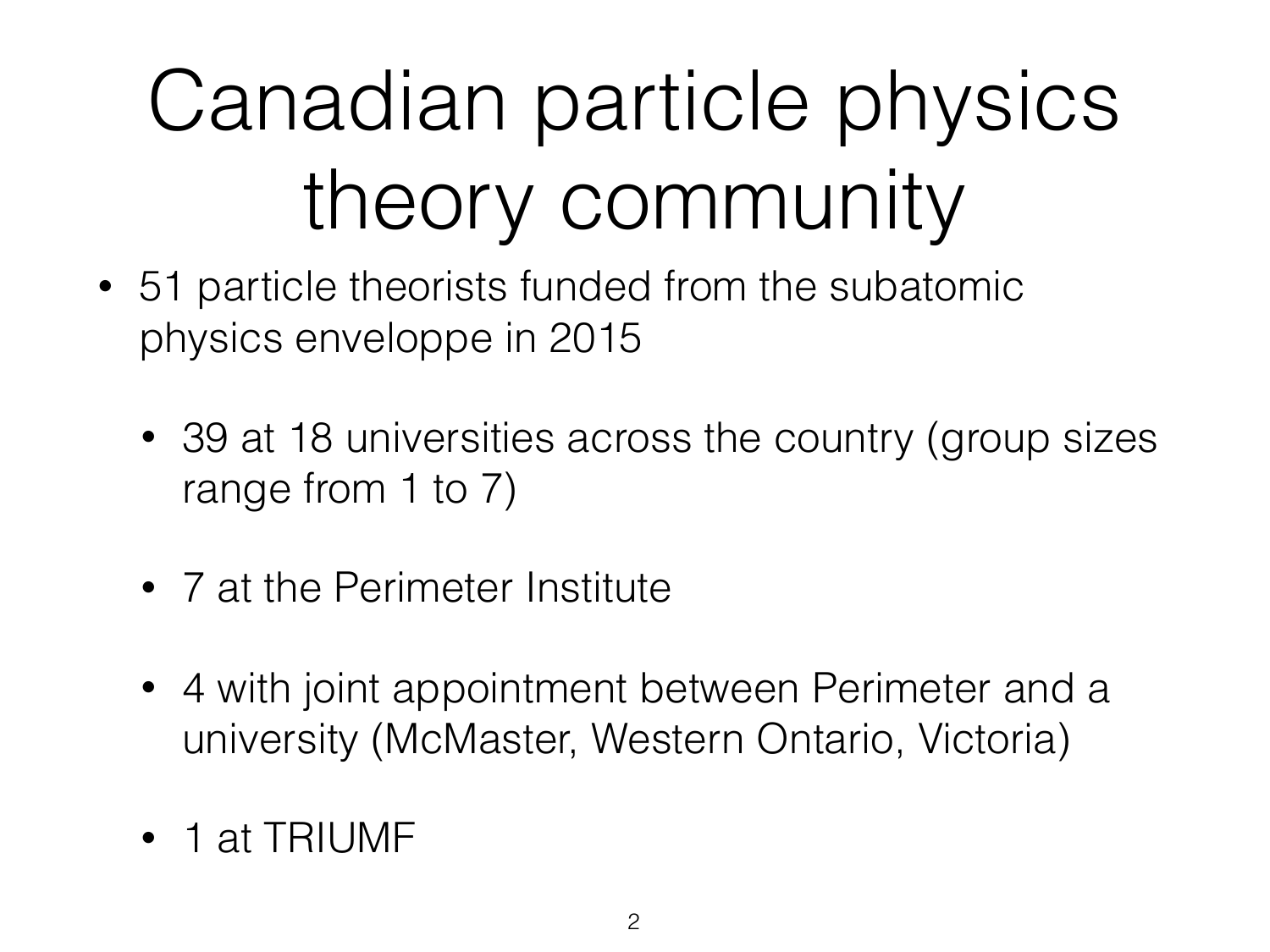# Canadian particle physics theory community

- 51 particle theorists funded from the subatomic physics enveloppe in 2015
  - 39 at 18 universities across the country (group sizes range from 1 to 7)
  - 7 at the Perimeter Institute
  - 4 with joint appointment between Perimeter and a university (McMaster, Western Ontario, Victoria)
  - 1 at TRIUMF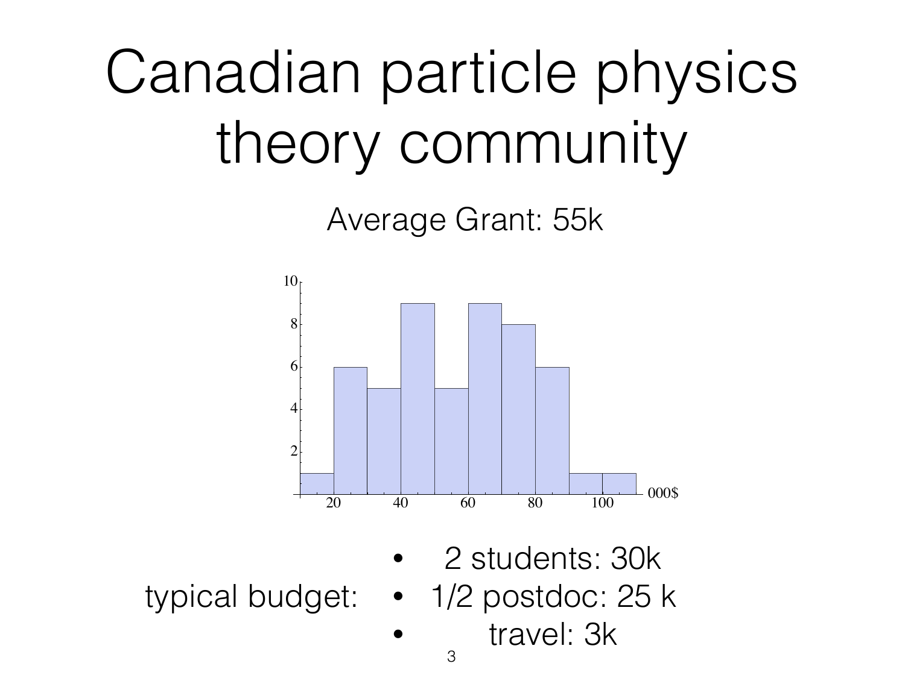# Canadian particle physics theory community

Average Grant: 55k

typical budget:

- 2 students: 30k
- 1/2 postdoc: 25 k
- travel: 3k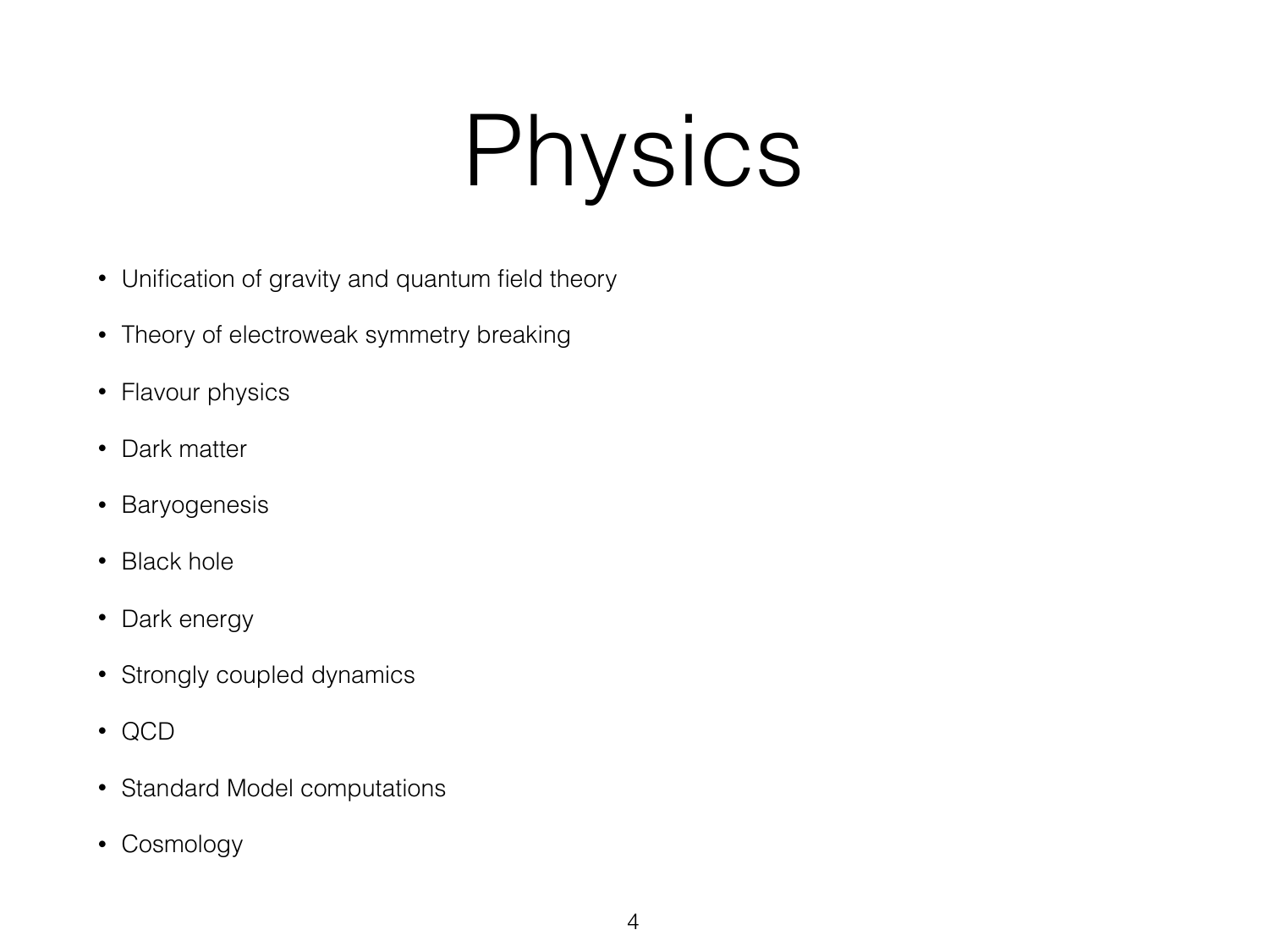# Physics

- Unification of gravity and quantum field theory
- Theory of electroweak symmetry breaking
- Flavour physics
- Dark matter
- Baryogenesis
- Black hole
- Dark energy
- Strongly coupled dynamics
- QCD
- Standard Model computations
- Cosmology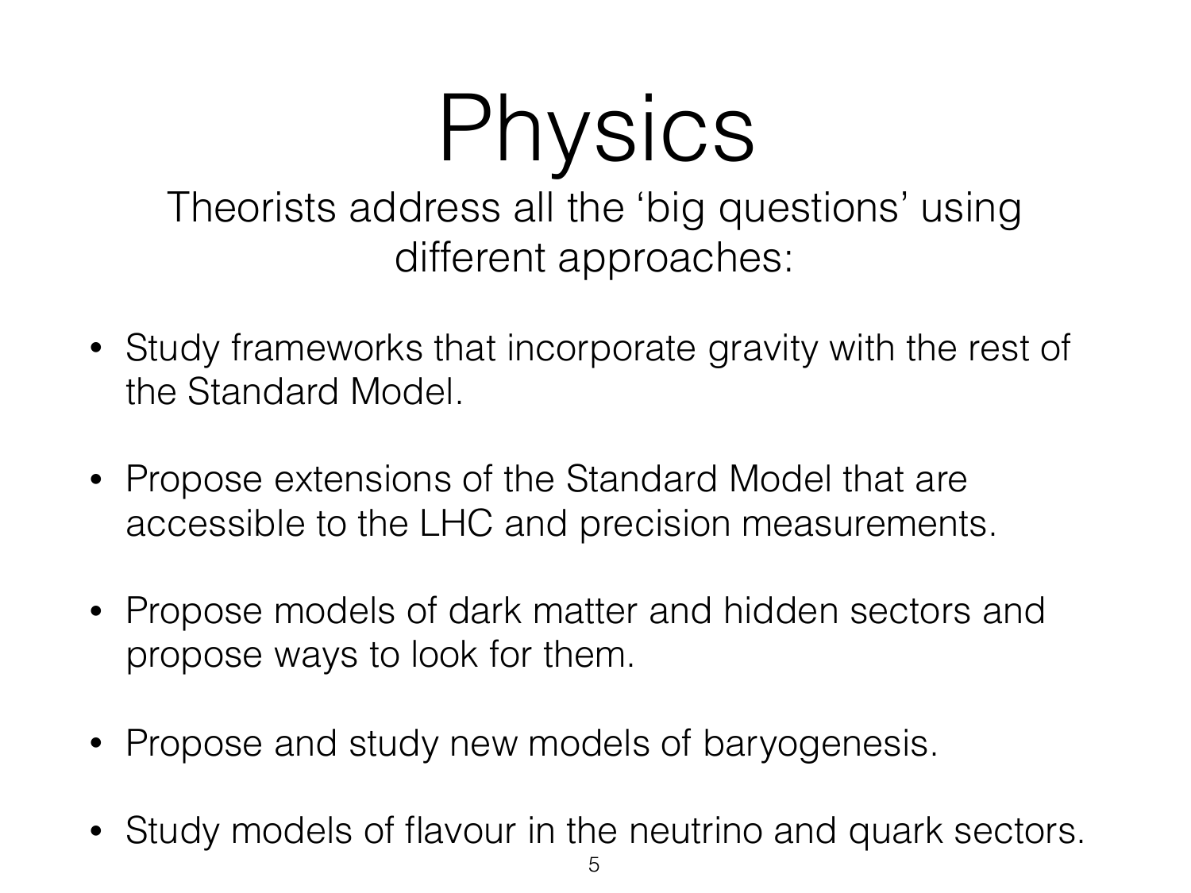# Physics

Theorists address all the 'big questions' using different approaches:

- Study frameworks that incorporate gravity with the rest of the Standard Model.
- Propose extensions of the Standard Model that are accessible to the LHC and precision measurements.
- Propose models of dark matter and hidden sectors and propose ways to look for them.
- Propose and study new models of baryogenesis.
- Study models of flavour in the neutrino and quark sectors.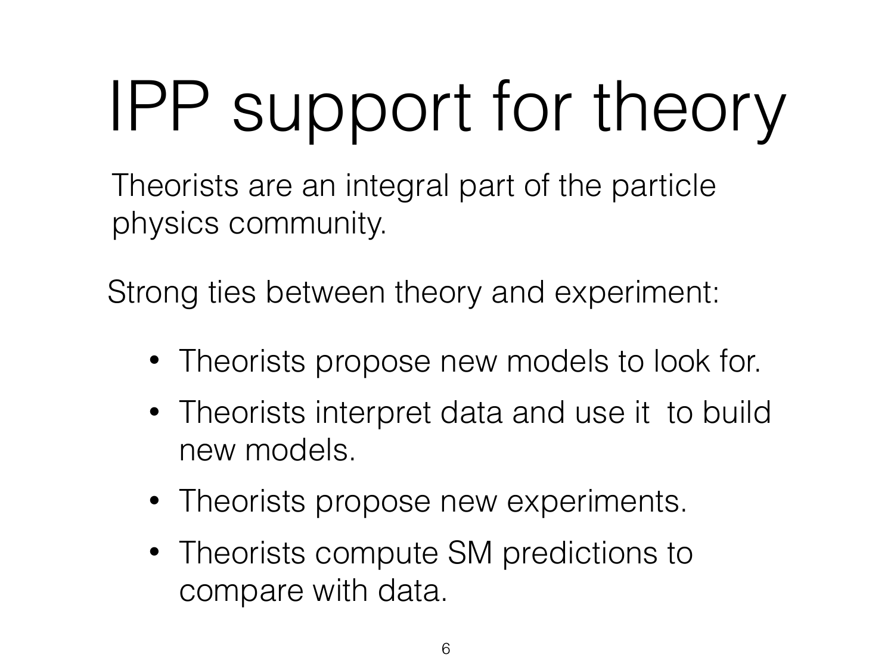# IPP support for theory

Theorists are an integral part of the particle physics community.

Strong ties between theory and experiment:

- Theorists propose new models to look for.
- Theorists interpret data and use it to build new models.
- Theorists propose new experiments.
- Theorists compute SM predictions to compare with data.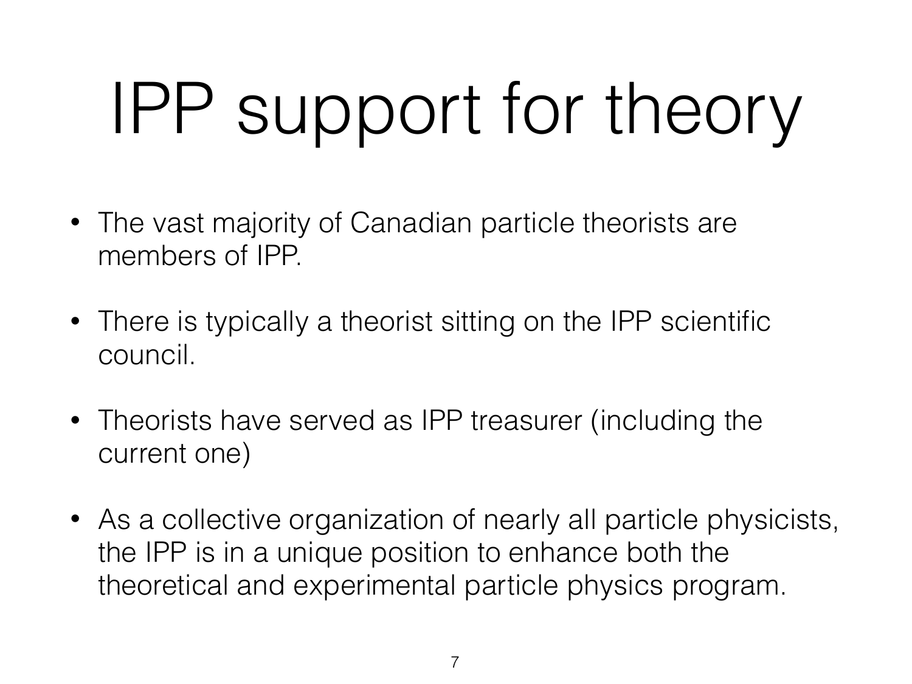# IPP support for theory

- The vast majority of Canadian particle theorists are members of IPP.
- There is typically a theorist sitting on the IPP scientific council.
- Theorists have served as IPP treasurer (including the current one)
- As a collective organization of nearly all particle physicists, the IPP is in a unique position to enhance both the theoretical and experimental particle physics program.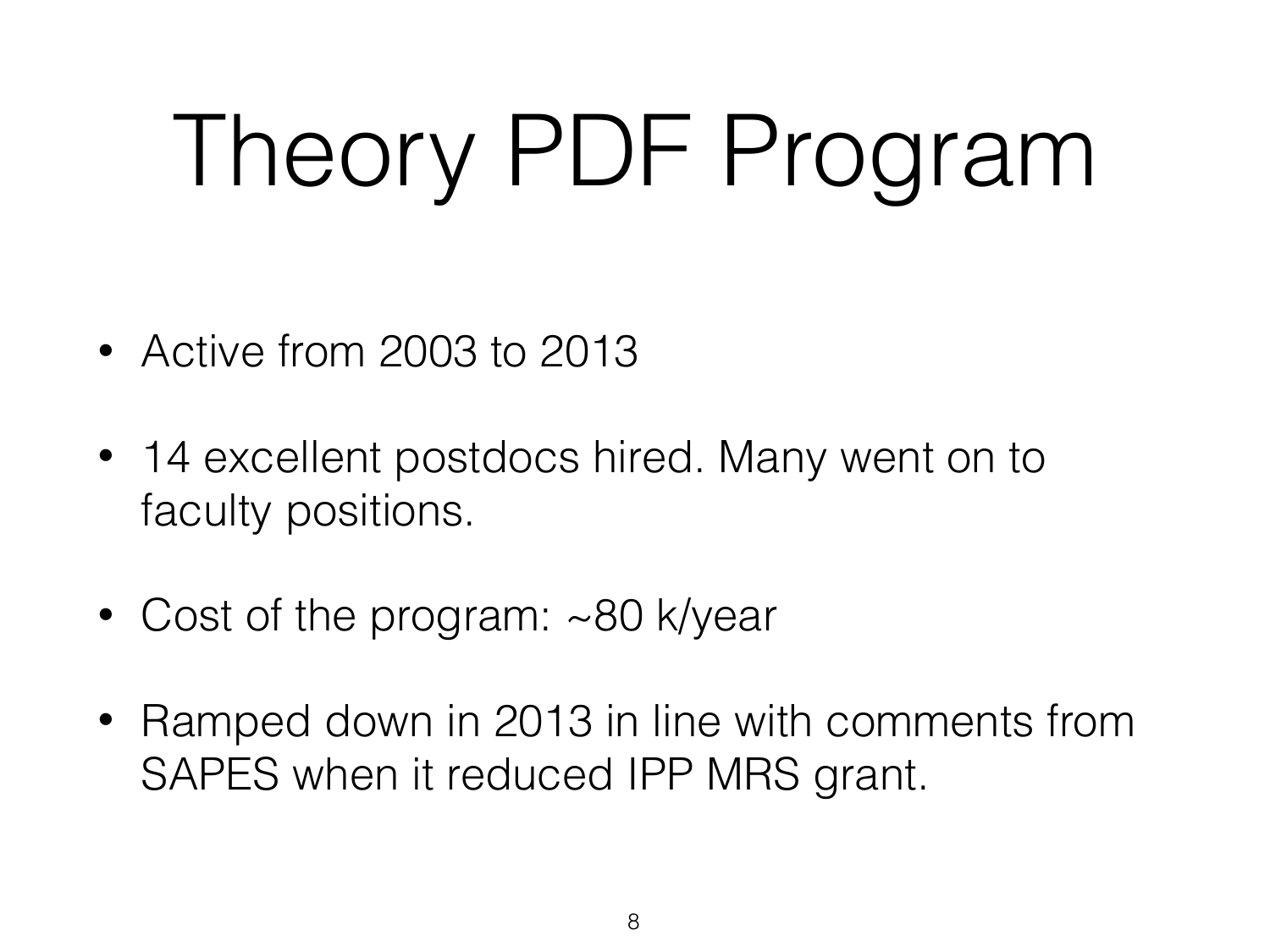# Theory PDF Program

- Active from 2003 to 2013
- 14 excellent postdocs hired. Many went on to faculty positions.
- Cost of the program: ~80 k/year
- Ramped down in 2013 in line with comments from SAPES when it reduced IPP MRS grant.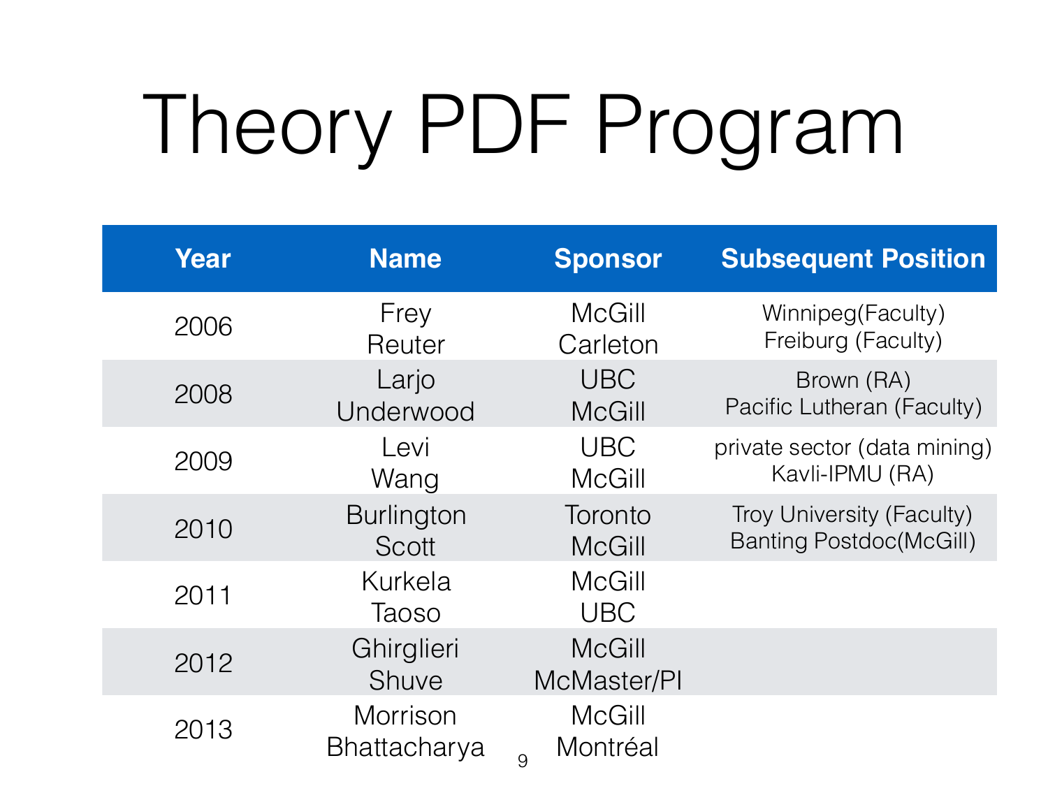# Theory PDF Program

| Year | Name | Sponsor | Subsequent Position |
|---|---|---|---|
| 2006 | Frey<br>Reuter | McGill<br>Carleton | Winnipeg(Faculty)<br>Freiburg (Faculty) |
| 2008 | Larjo<br>Underwood | UBC<br>McGill | Brown (RA)<br>Pacific Lutheran (Faculty) |
| 2009 | Levi<br>Wang | UBC<br>McGill | private sector (data mining)<br>Kavli-IPMU (RA) |
| 2010 | Burlington<br>Scott | Toronto<br>McGill | Troy University (Faculty)<br>Banting Postdoc(McGill) |
| 2011 | Kurkela<br>Taoso | McGill<br>UBC | |
| 2012 | Ghirglieri<br>Shuve | McGill<br>McMaster/PI | |
| 2013 | Morrison<br>Bhattacharya | McGill<br>Montréal | |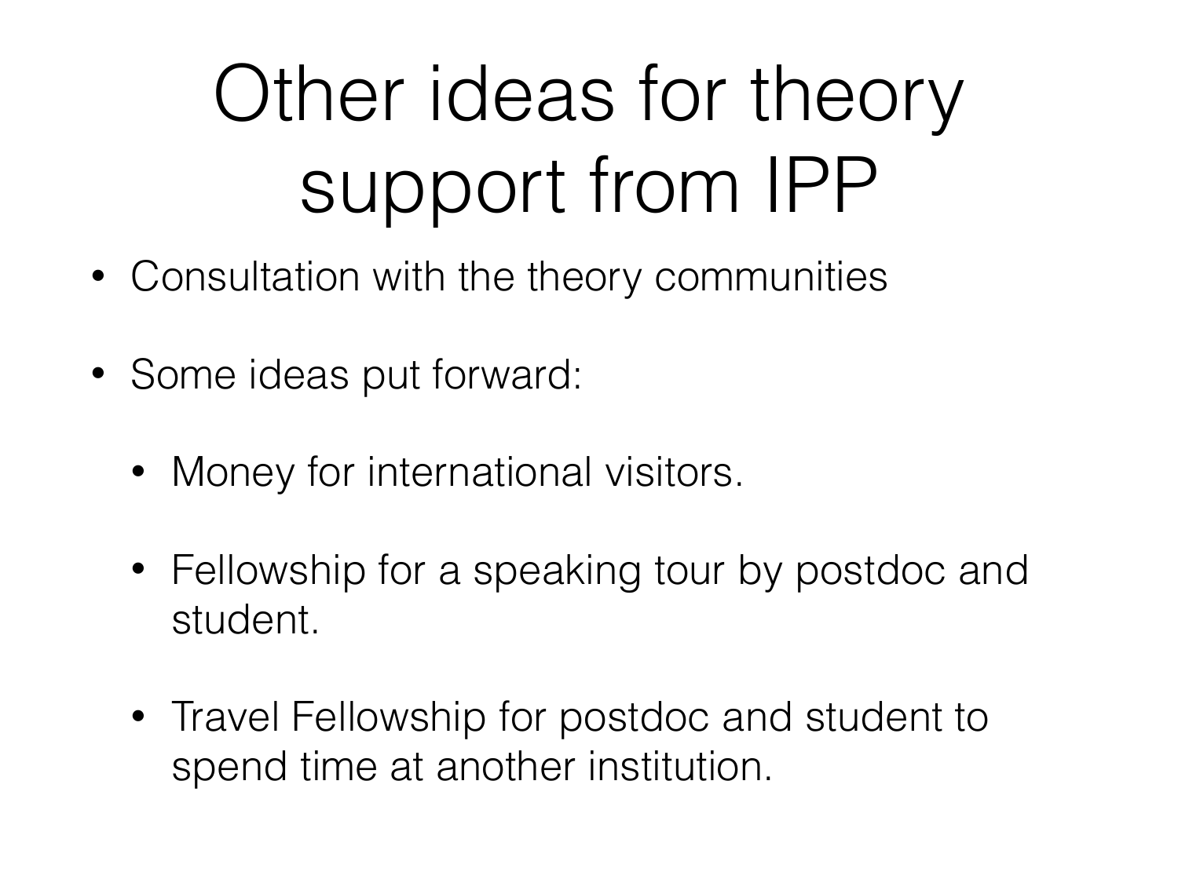# Other ideas for theory support from IPP

- Consultation with the theory communities
- Some ideas put forward:
  - Money for international visitors.
  - Fellowship for a speaking tour by postdoc and student.
  - Travel Fellowship for postdoc and student to spend time at another institution.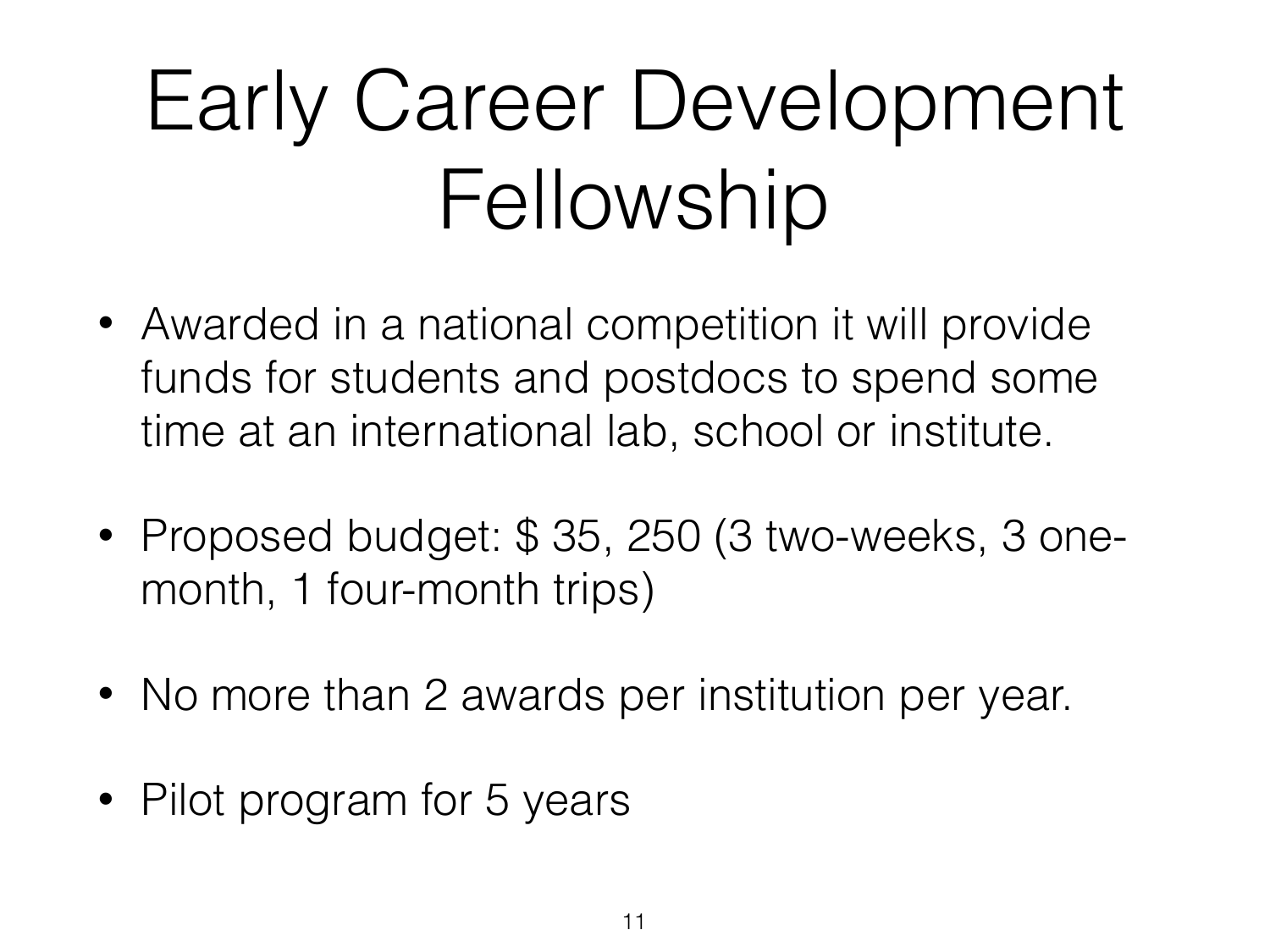# Early Career Development Fellowship

- Awarded in a national competition it will provide funds for students and postdocs to spend some time at an international lab, school or institute.
- Proposed budget: $ 35, 250 (3 two-weeks, 3 one-month, 1 four-month trips)
- No more than 2 awards per institution per year.
- Pilot program for 5 years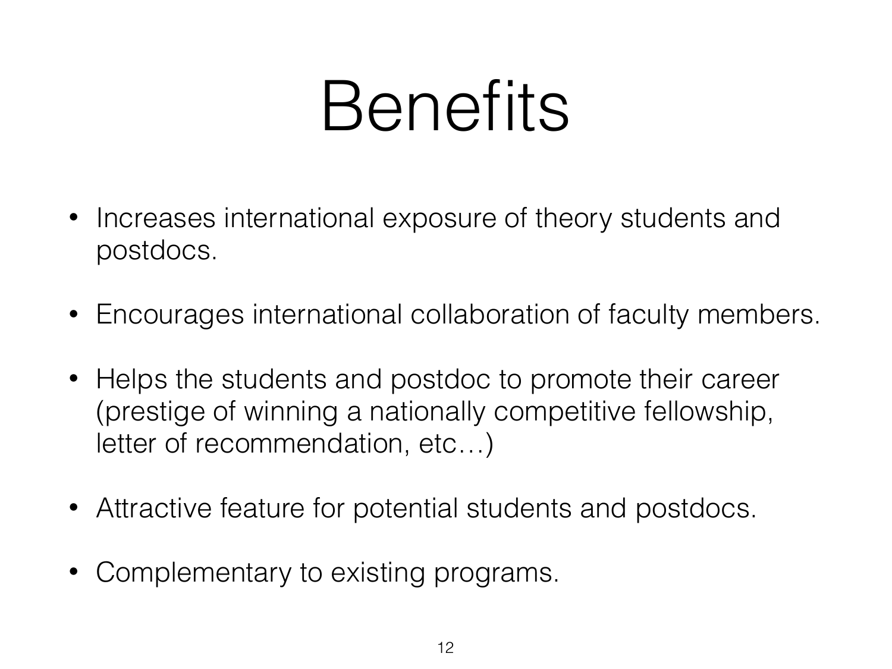# Benefits

- Increases international exposure of theory students and postdocs.
- Encourages international collaboration of faculty members.
- Helps the students and postdoc to promote their career (prestige of winning a nationally competitive fellowship, letter of recommendation, etc…)
- Attractive feature for potential students and postdocs.
- Complementary to existing programs.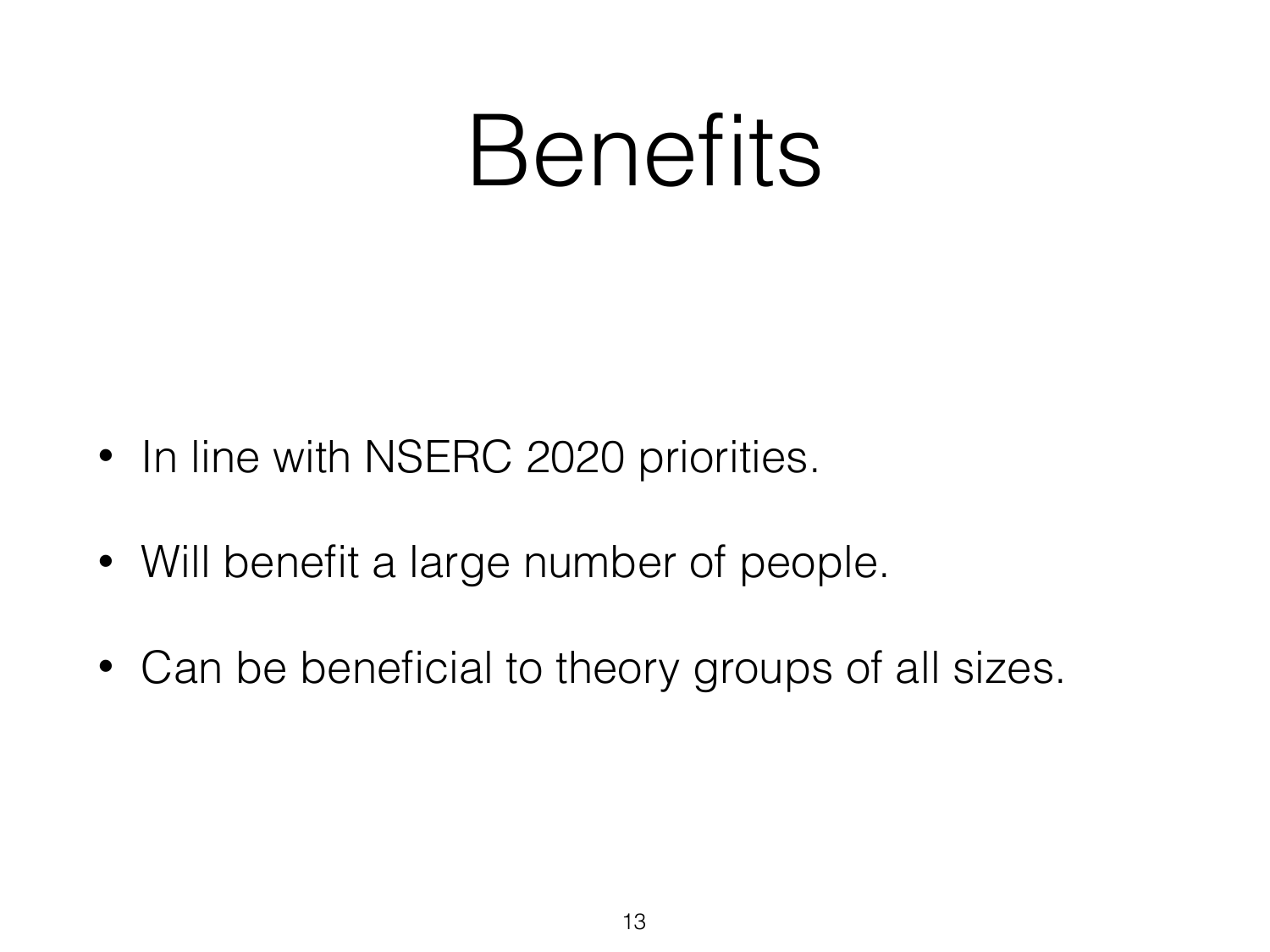# Benefits

- In line with NSERC 2020 priorities.
- Will benefit a large number of people.
- Can be beneficial to theory groups of all sizes.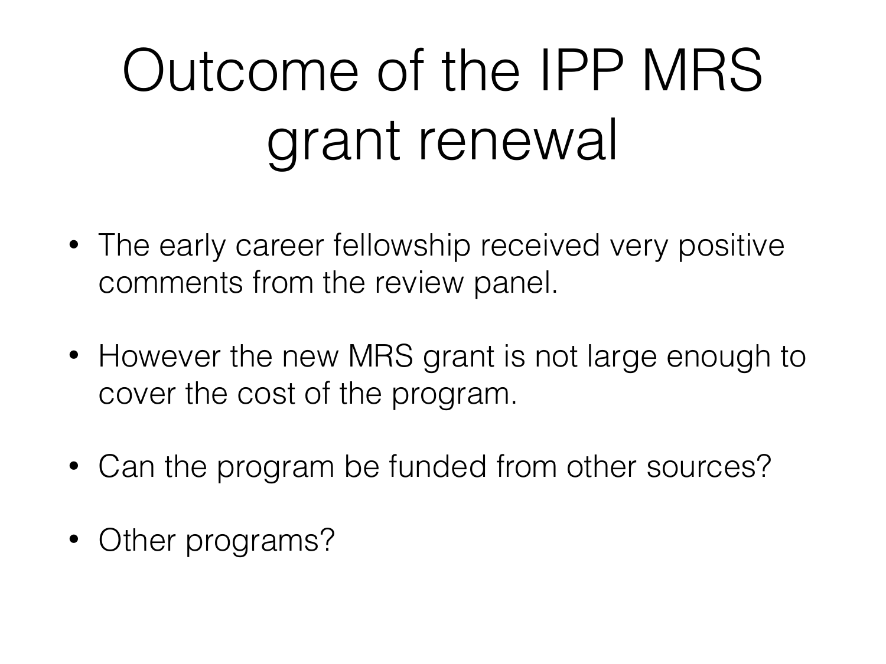# Outcome of the IPP MRS grant renewal

- The early career fellowship received very positive comments from the review panel.
- However the new MRS grant is not large enough to cover the cost of the program.
- Can the program be funded from other sources?
- Other programs?